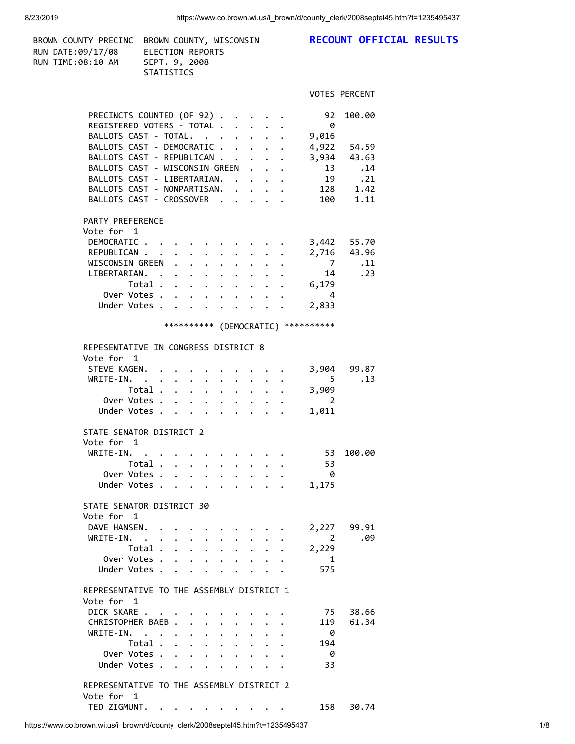BROWN COUNTY PRECINC BROWN COUNTY, WISCONSIN **RECOUNT OFFICIAL RESULTS**
RUN DATE:09/17/08 ELECTION REPORTS
RUN TIME:08:10 AM SEPT. 9, 2008
STATISTICS

| | VOTES | PERCENT |
|---|---|---|
| PRECINCTS COUNTED (OF 92) | 92 | 100.00 |
| REGISTERED VOTERS - TOTAL | 0 | |
| BALLOTS CAST - TOTAL. | 9,016 | |
| BALLOTS CAST - DEMOCRATIC | 4,922 | 54.59 |
| BALLOTS CAST - REPUBLICAN | 3,934 | 43.63 |
| BALLOTS CAST - WISCONSIN GREEN | 13 | .14 |
| BALLOTS CAST - LIBERTARIAN. | 19 | .21 |
| BALLOTS CAST - NONPARTISAN. | 128 | 1.42 |
| BALLOTS CAST - CROSSOVER | 100 | 1.11 |

PARTY PREFERENCE
Vote for 1

| | VOTES | PERCENT |
|---|---|---|
| DEMOCRATIC | 3,442 | 55.70 |
| REPUBLICAN | 2,716 | 43.96 |
| WISCONSIN GREEN | 7 | .11 |
| LIBERTARIAN. | 14 | .23 |
| Total | 6,179 | |
| Over Votes | 4 | |
| Under Votes | 2,833 | |

********** (DEMOCRATIC) **********

REPESENTATIVE IN CONGRESS DISTRICT 8
Vote for 1

| | VOTES | PERCENT |
|---|---|---|
| STEVE KAGEN. | 3,904 | 99.87 |
| WRITE-IN. | 5 | .13 |
| Total | 3,909 | |
| Over Votes | 2 | |
| Under Votes | 1,011 | |

STATE SENATOR DISTRICT 2
Vote for 1

| | VOTES | PERCENT |
|---|---|---|
| WRITE-IN. | 53 | 100.00 |
| Total | 53 | |
| Over Votes | 0 | |
| Under Votes | 1,175 | |

STATE SENATOR DISTRICT 30
Vote for 1

| | VOTES | PERCENT |
|---|---|---|
| DAVE HANSEN. | 2,227 | 99.91 |
| WRITE-IN. | 2 | .09 |
| Total | 2,229 | |
| Over Votes | 1 | |
| Under Votes | 575 | |

REPRESENTATIVE TO THE ASSEMBLY DISTRICT 1
Vote for 1

| | VOTES | PERCENT |
|---|---|---|
| DICK SKARE | 75 | 38.66 |
| CHRISTOPHER BAEB | 119 | 61.34 |
| WRITE-IN. | 0 | |
| Total | 194 | |
| Over Votes | 0 | |
| Under Votes | 33 | |

REPRESENTATIVE TO THE ASSEMBLY DISTRICT 2
Vote for 1

| | VOTES | PERCENT |
|---|---|---|
| TED ZIGMUNT. | 158 | 30.74 |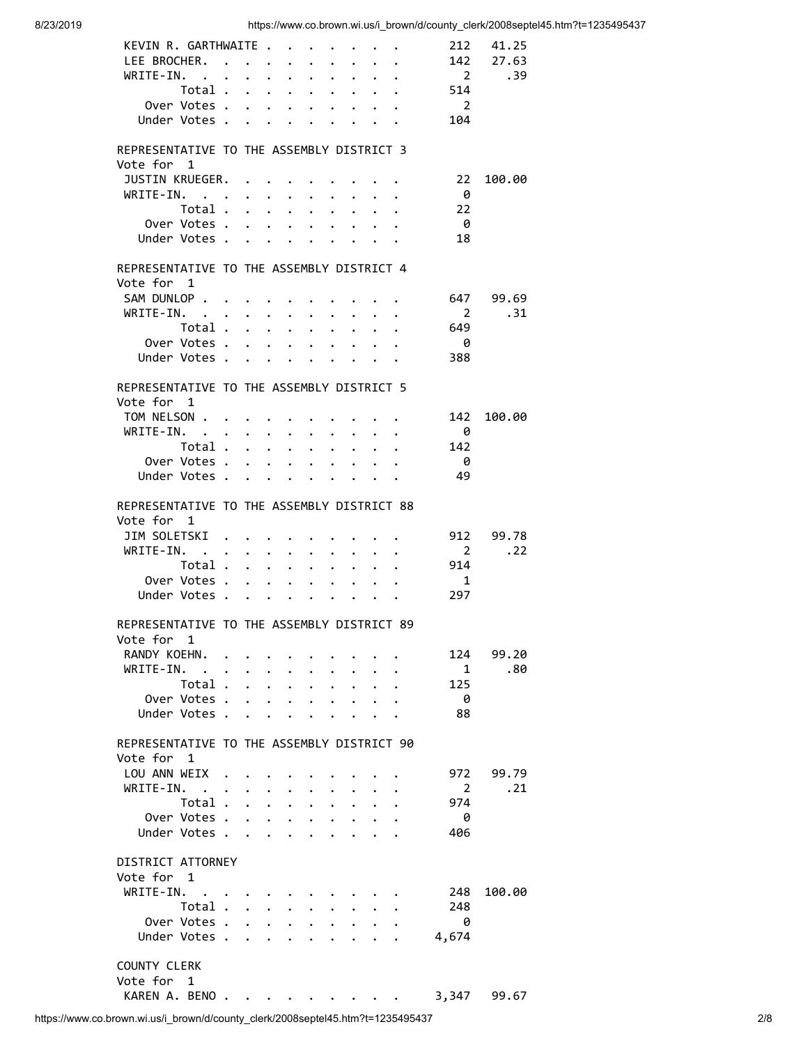| | | |
|---|---|---|
| KEVIN R. GARTHWAITE | 212 | 41.25 |
| LEE BROCHER. | 142 | 27.63 |
| WRITE-IN. | 2 | .39 |
| Total | 514 | |
| Over Votes | 2 | |
| Under Votes | 104 | |

REPRESENTATIVE TO THE ASSEMBLY DISTRICT 3
Vote for 1

| | | |
|---|---|---|
| JUSTIN KRUEGER. | 22 | 100.00 |
| WRITE-IN. | 0 | |
| Total | 22 | |
| Over Votes | 0 | |
| Under Votes | 18 | |

REPRESENTATIVE TO THE ASSEMBLY DISTRICT 4
Vote for 1

| | | |
|---|---|---|
| SAM DUNLOP | 647 | 99.69 |
| WRITE-IN. | 2 | .31 |
| Total | 649 | |
| Over Votes | 0 | |
| Under Votes | 388 | |

REPRESENTATIVE TO THE ASSEMBLY DISTRICT 5
Vote for 1

| | | |
|---|---|---|
| TOM NELSON | 142 | 100.00 |
| WRITE-IN. | 0 | |
| Total | 142 | |
| Over Votes | 0 | |
| Under Votes | 49 | |

REPRESENTATIVE TO THE ASSEMBLY DISTRICT 88
Vote for 1

| | | |
|---|---|---|
| JIM SOLETSKI | 912 | 99.78 |
| WRITE-IN. | 2 | .22 |
| Total | 914 | |
| Over Votes | 1 | |
| Under Votes | 297 | |

REPRESENTATIVE TO THE ASSEMBLY DISTRICT 89
Vote for 1

| | | |
|---|---|---|
| RANDY KOEHN. | 124 | 99.20 |
| WRITE-IN. | 1 | .80 |
| Total | 125 | |
| Over Votes | 0 | |
| Under Votes | 88 | |

REPRESENTATIVE TO THE ASSEMBLY DISTRICT 90
Vote for 1

| | | |
|---|---|---|
| LOU ANN WEIX | 972 | 99.79 |
| WRITE-IN. | 2 | .21 |
| Total | 974 | |
| Over Votes | 0 | |
| Under Votes | 406 | |

DISTRICT ATTORNEY
Vote for 1

| | | |
|---|---|---|
| WRITE-IN. | 248 | 100.00 |
| Total | 248 | |
| Over Votes | 0 | |
| Under Votes | 4,674 | |

COUNTY CLERK
Vote for 1

| | | |
|---|---|---|
| KAREN A. BENO | 3,347 | 99.67 |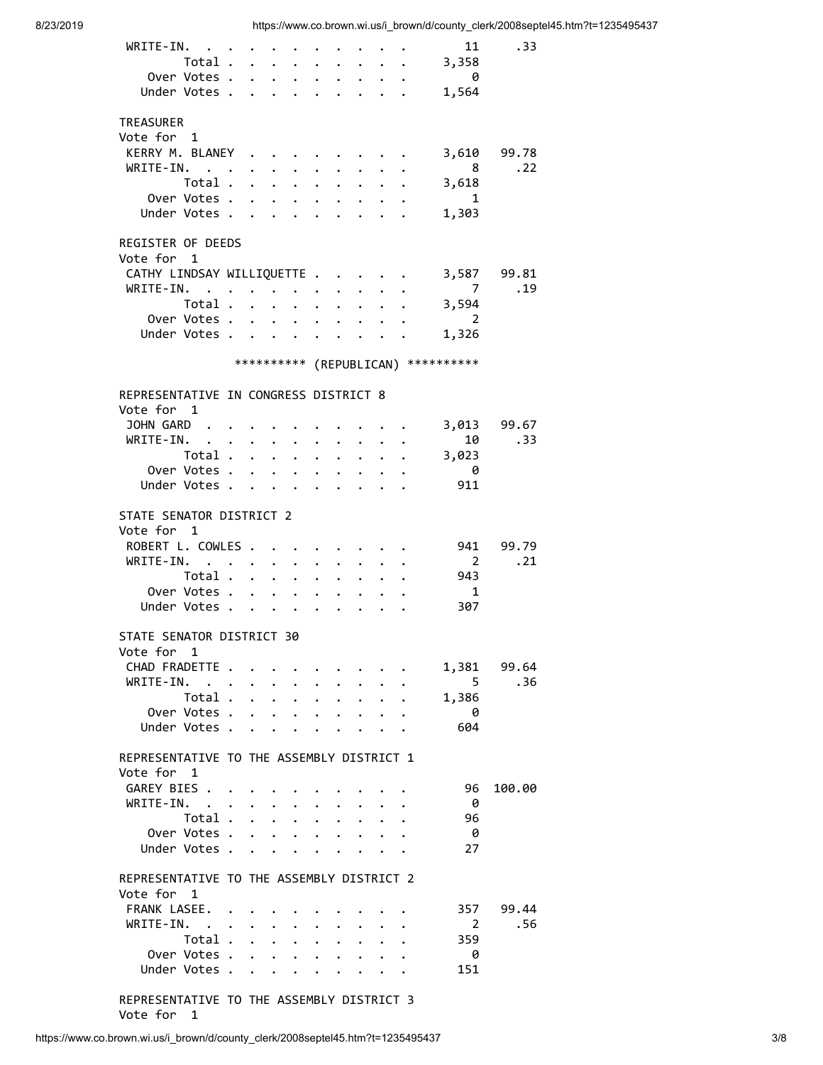| | | |
|---|---|---|
| WRITE-IN. | 11 | .33 |
| Total | 3,358 | |
| Over Votes | 0 | |
| Under Votes | 1,564 | |

TREASURER
Vote for 1

| | | |
|---|---|---|
| KERRY M. BLANEY | 3,610 | 99.78 |
| WRITE-IN. | 8 | .22 |
| Total | 3,618 | |
| Over Votes | 1 | |
| Under Votes | 1,303 | |

REGISTER OF DEEDS
Vote for 1

| | | |
|---|---|---|
| CATHY LINDSAY WILLIQUETTE | 3,587 | 99.81 |
| WRITE-IN. | 7 | .19 |
| Total | 3,594 | |
| Over Votes | 2 | |
| Under Votes | 1,326 | |

********** (REPUBLICAN) **********

REPRESENTATIVE IN CONGRESS DISTRICT 8
Vote for 1

| | | |
|---|---|---|
| JOHN GARD | 3,013 | 99.67 |
| WRITE-IN. | 10 | .33 |
| Total | 3,023 | |
| Over Votes | 0 | |
| Under Votes | 911 | |

STATE SENATOR DISTRICT 2
Vote for 1

| | | |
|---|---|---|
| ROBERT L. COWLES | 941 | 99.79 |
| WRITE-IN. | 2 | .21 |
| Total | 943 | |
| Over Votes | 1 | |
| Under Votes | 307 | |

STATE SENATOR DISTRICT 30
Vote for 1

| | | |
|---|---|---|
| CHAD FRADETTE | 1,381 | 99.64 |
| WRITE-IN. | 5 | .36 |
| Total | 1,386 | |
| Over Votes | 0 | |
| Under Votes | 604 | |

REPRESENTATIVE TO THE ASSEMBLY DISTRICT 1
Vote for 1

| | | |
|---|---|---|
| GAREY BIES | 96 | 100.00 |
| WRITE-IN. | 0 | |
| Total | 96 | |
| Over Votes | 0 | |
| Under Votes | 27 | |

REPRESENTATIVE TO THE ASSEMBLY DISTRICT 2
Vote for 1

| | | |
|---|---|---|
| FRANK LASEE. | 357 | 99.44 |
| WRITE-IN. | 2 | .56 |
| Total | 359 | |
| Over Votes | 0 | |
| Under Votes | 151 | |

REPRESENTATIVE TO THE ASSEMBLY DISTRICT 3
Vote for 1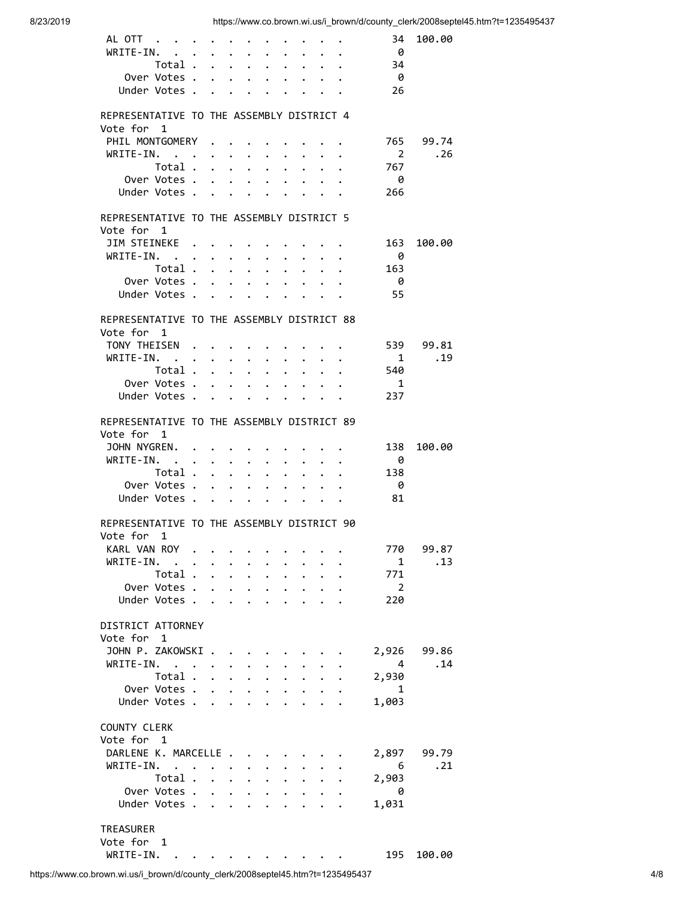| | | |
|---|---|---|
| AL OTT | 34 | 100.00 |
| WRITE-IN. | 0 | |
| Total | 34 | |
| Over Votes | 0 | |
| Under Votes | 26 | |

## REPRESENTATIVE TO THE ASSEMBLY DISTRICT 4

Vote for 1

| | | |
|---|---|---|
| PHIL MONTGOMERY | 765 | 99.74 |
| WRITE-IN. | 2 | .26 |
| Total | 767 | |
| Over Votes | 0 | |
| Under Votes | 266 | |

## REPRESENTATIVE TO THE ASSEMBLY DISTRICT 5

Vote for 1

| | | |
|---|---|---|
| JIM STEINEKE | 163 | 100.00 |
| WRITE-IN. | 0 | |
| Total | 163 | |
| Over Votes | 0 | |
| Under Votes | 55 | |

## REPRESENTATIVE TO THE ASSEMBLY DISTRICT 88

Vote for 1

| | | |
|---|---|---|
| TONY THEISEN | 539 | 99.81 |
| WRITE-IN. | 1 | .19 |
| Total | 540 | |
| Over Votes | 1 | |
| Under Votes | 237 | |

## REPRESENTATIVE TO THE ASSEMBLY DISTRICT 89

Vote for 1

| | | |
|---|---|---|
| JOHN NYGREN. | 138 | 100.00 |
| WRITE-IN. | 0 | |
| Total | 138 | |
| Over Votes | 0 | |
| Under Votes | 81 | |

## REPRESENTATIVE TO THE ASSEMBLY DISTRICT 90

Vote for 1

| | | |
|---|---|---|
| KARL VAN ROY | 770 | 99.87 |
| WRITE-IN. | 1 | .13 |
| Total | 771 | |
| Over Votes | 2 | |
| Under Votes | 220 | |

## DISTRICT ATTORNEY

Vote for 1

| | | |
|---|---|---|
| JOHN P. ZAKOWSKI | 2,926 | 99.86 |
| WRITE-IN. | 4 | .14 |
| Total | 2,930 | |
| Over Votes | 1 | |
| Under Votes | 1,003 | |

## COUNTY CLERK

Vote for 1

| | | |
|---|---|---|
| DARLENE K. MARCELLE | 2,897 | 99.79 |
| WRITE-IN. | 6 | .21 |
| Total | 2,903 | |
| Over Votes | 0 | |
| Under Votes | 1,031 | |

## TREASURER

Vote for 1

| | | |
|---|---|---|
| WRITE-IN. | 195 | 100.00 |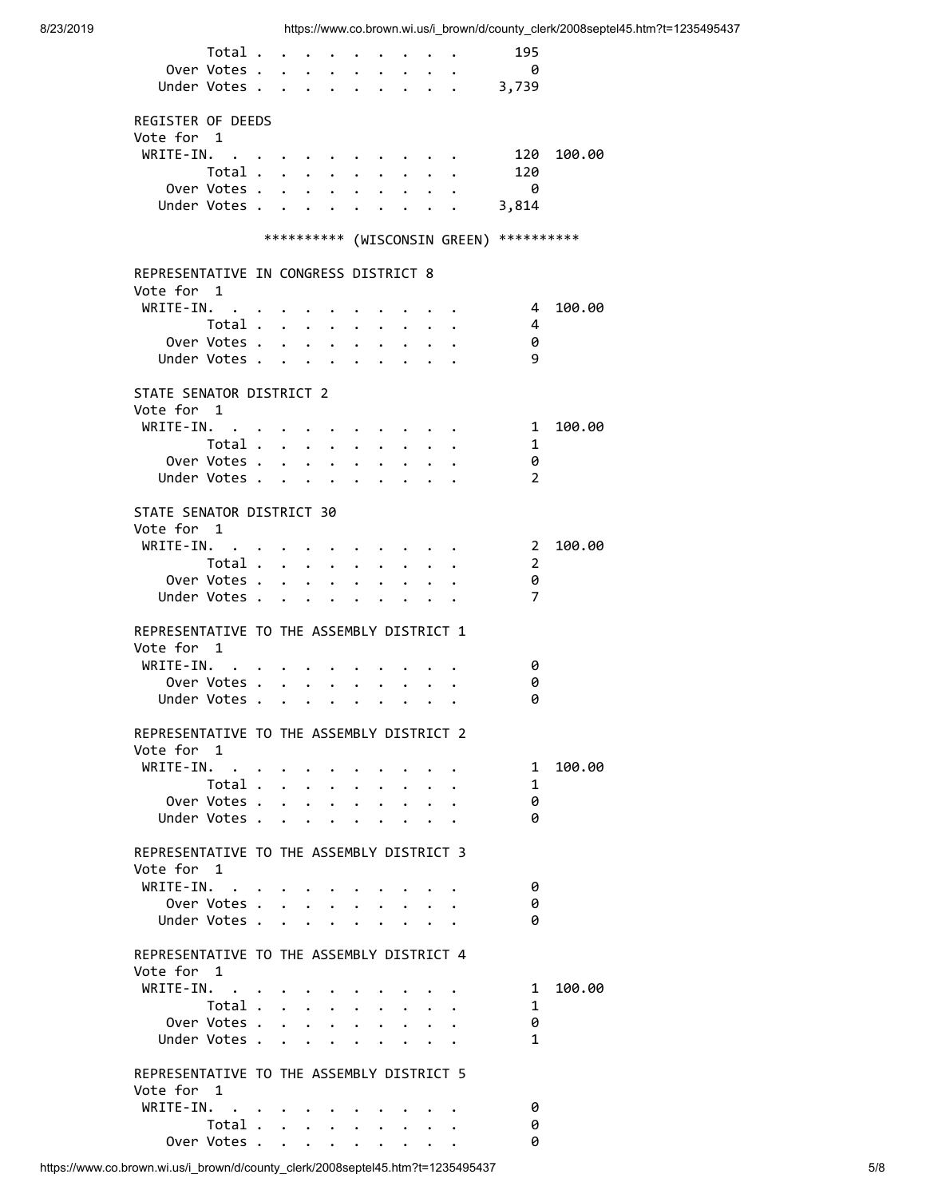```
          Total . . . . . . . . . .       195
     Over Votes . . . . . . . . . .         0
    Under Votes . . . . . . . . . .     3,739

REGISTER OF DEEDS
Vote for  1
 WRITE-IN. . . . . . . . . . . . .        120  100.00
          Total . . . . . . . . . .       120
     Over Votes . . . . . . . . . .         0
    Under Votes . . . . . . . . . .     3,814

                ********** (WISCONSIN GREEN) **********

REPRESENTATIVE IN CONGRESS DISTRICT 8
Vote for  1
 WRITE-IN. . . . . . . . . . . . .          4  100.00
          Total . . . . . . . . . .         4
     Over Votes . . . . . . . . . .         0
    Under Votes . . . . . . . . . .         9

STATE SENATOR DISTRICT 2
Vote for  1
 WRITE-IN. . . . . . . . . . . . .          1  100.00
          Total . . . . . . . . . .         1
     Over Votes . . . . . . . . . .         0
    Under Votes . . . . . . . . . .         2

STATE SENATOR DISTRICT 30
Vote for  1
 WRITE-IN. . . . . . . . . . . . .          2  100.00
          Total . . . . . . . . . .         2
     Over Votes . . . . . . . . . .         0
    Under Votes . . . . . . . . . .         7

REPRESENTATIVE TO THE ASSEMBLY DISTRICT 1
Vote for  1
 WRITE-IN. . . . . . . . . . . . .          0
     Over Votes . . . . . . . . . .         0
    Under Votes . . . . . . . . . .         0

REPRESENTATIVE TO THE ASSEMBLY DISTRICT 2
Vote for  1
 WRITE-IN. . . . . . . . . . . . .          1  100.00
          Total . . . . . . . . . .         1
     Over Votes . . . . . . . . . .         0
    Under Votes . . . . . . . . . .         0

REPRESENTATIVE TO THE ASSEMBLY DISTRICT 3
Vote for  1
 WRITE-IN. . . . . . . . . . . . .          0
     Over Votes . . . . . . . . . .         0
    Under Votes . . . . . . . . . .         0

REPRESENTATIVE TO THE ASSEMBLY DISTRICT 4
Vote for  1
 WRITE-IN. . . . . . . . . . . . .          1  100.00
          Total . . . . . . . . . .         1
     Over Votes . . . . . . . . . .         0
    Under Votes . . . . . . . . . .         1

REPRESENTATIVE TO THE ASSEMBLY DISTRICT 5
Vote for  1
 WRITE-IN. . . . . . . . . . . . .          0
          Total . . . . . . . . . .         0
     Over Votes . . . . . . . . . .         0
```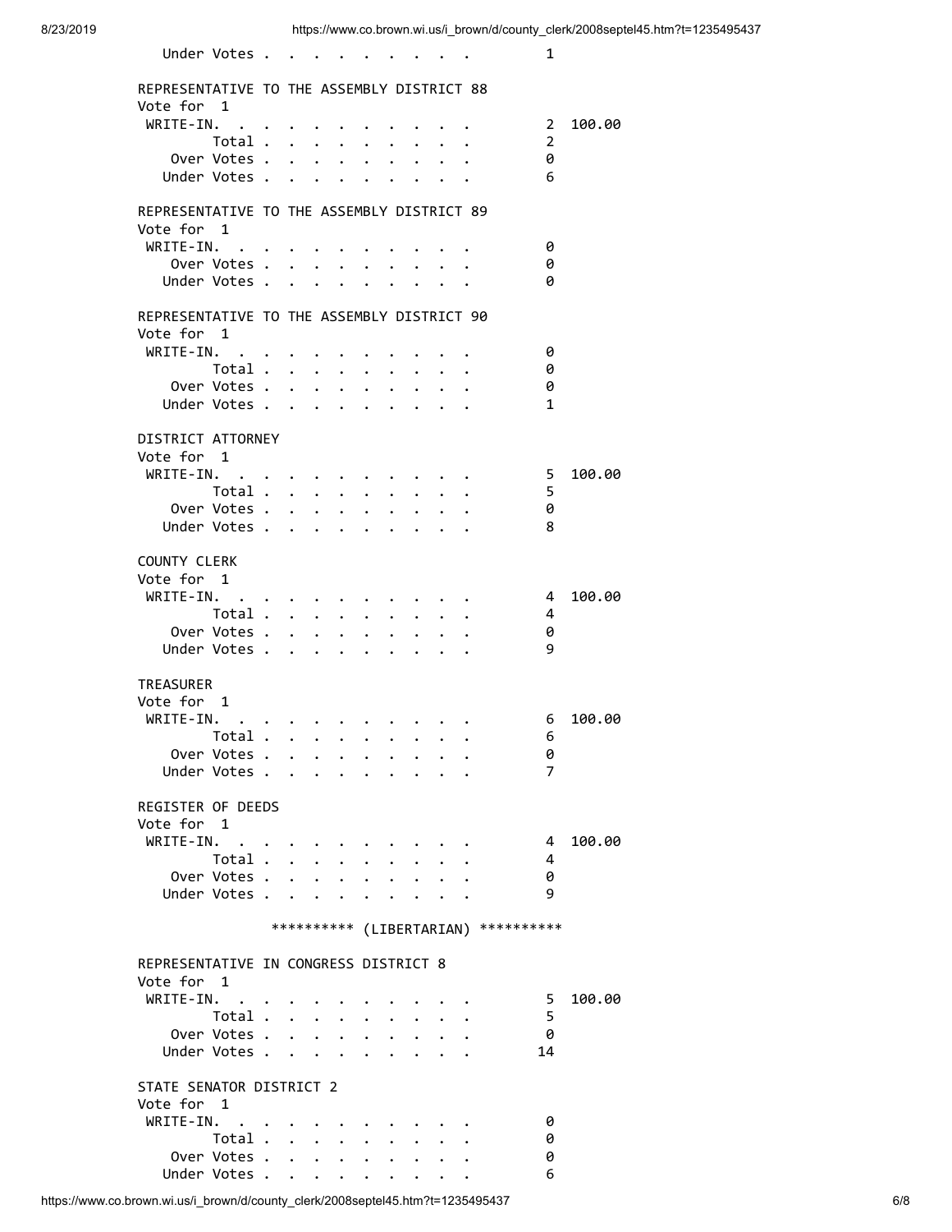Under Votes . . . . . . . . . . 1

REPRESENTATIVE TO THE ASSEMBLY DISTRICT 88
Vote for 1

| | | |
|---|---|---|
| WRITE-IN. | 2 | 100.00 |
| Total | 2 | |
| Over Votes | 0 | |
| Under Votes | 6 | |

REPRESENTATIVE TO THE ASSEMBLY DISTRICT 89
Vote for 1

| | | |
|---|---|---|
| WRITE-IN. | 0 | |
| Over Votes | 0 | |
| Under Votes | 0 | |

REPRESENTATIVE TO THE ASSEMBLY DISTRICT 90
Vote for 1

| | | |
|---|---|---|
| WRITE-IN. | 0 | |
| Total | 0 | |
| Over Votes | 0 | |
| Under Votes | 1 | |

DISTRICT ATTORNEY
Vote for 1

| | | |
|---|---|---|
| WRITE-IN. | 5 | 100.00 |
| Total | 5 | |
| Over Votes | 0 | |
| Under Votes | 8 | |

COUNTY CLERK
Vote for 1

| | | |
|---|---|---|
| WRITE-IN. | 4 | 100.00 |
| Total | 4 | |
| Over Votes | 0 | |
| Under Votes | 9 | |

TREASURER
Vote for 1

| | | |
|---|---|---|
| WRITE-IN. | 6 | 100.00 |
| Total | 6 | |
| Over Votes | 0 | |
| Under Votes | 7 | |

REGISTER OF DEEDS
Vote for 1

| | | |
|---|---|---|
| WRITE-IN. | 4 | 100.00 |
| Total | 4 | |
| Over Votes | 0 | |
| Under Votes | 9 | |

********** (LIBERTARIAN) **********

REPRESENTATIVE IN CONGRESS DISTRICT 8
Vote for 1

| | | |
|---|---|---|
| WRITE-IN. | 5 | 100.00 |
| Total | 5 | |
| Over Votes | 0 | |
| Under Votes | 14 | |

STATE SENATOR DISTRICT 2
Vote for 1

| | | |
|---|---|---|
| WRITE-IN. | 0 | |
| Total | 0 | |
| Over Votes | 0 | |
| Under Votes | 6 | |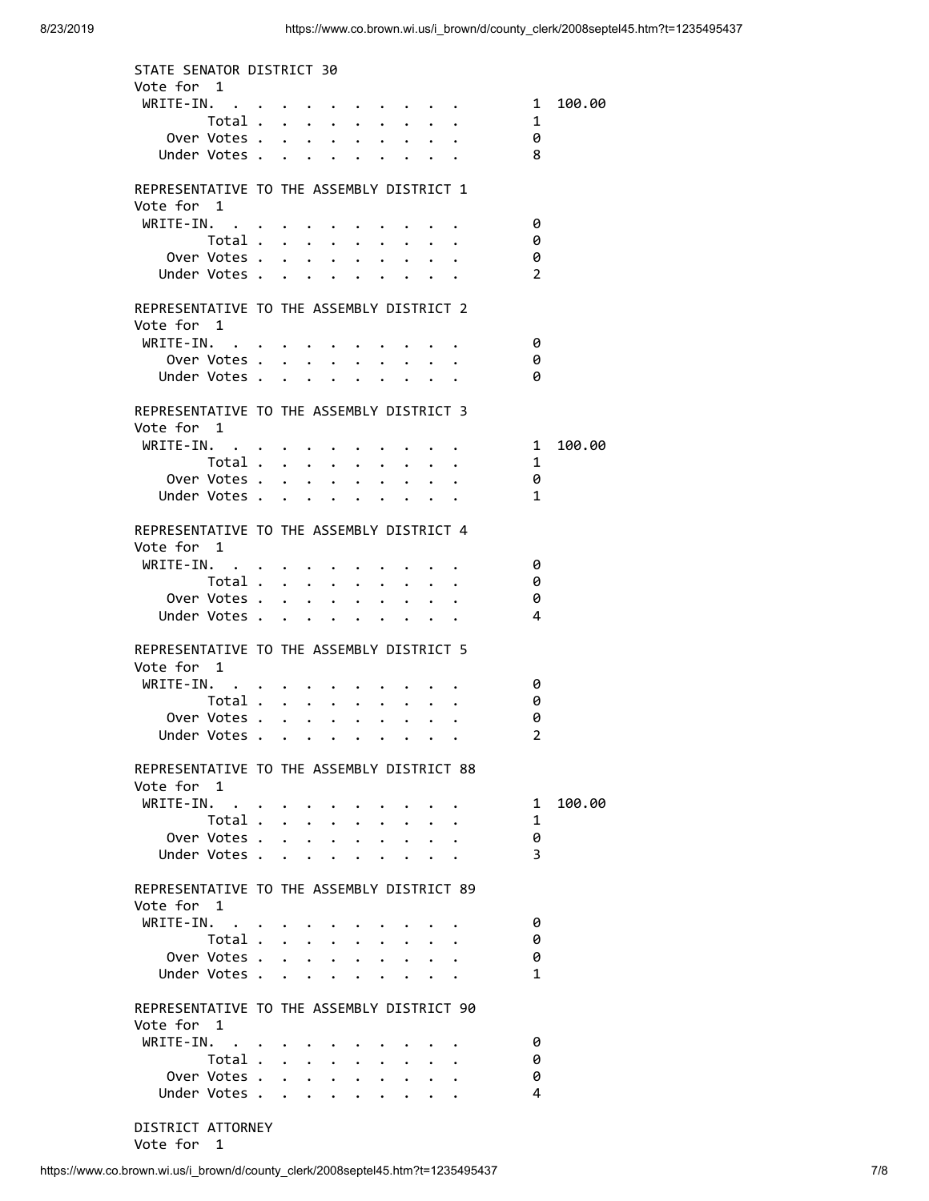STATE SENATOR DISTRICT 30
Vote for 1

| | | |
|---|---|---|
| WRITE-IN. | 1 | 100.00 |
| Total | 1 | |
| Over Votes | 0 | |
| Under Votes | 8 | |

REPRESENTATIVE TO THE ASSEMBLY DISTRICT 1
Vote for 1

| | | |
|---|---|---|
| WRITE-IN. | 0 | |
| Total | 0 | |
| Over Votes | 0 | |
| Under Votes | 2 | |

REPRESENTATIVE TO THE ASSEMBLY DISTRICT 2
Vote for 1

| | | |
|---|---|---|
| WRITE-IN. | 0 | |
| Over Votes | 0 | |
| Under Votes | 0 | |

REPRESENTATIVE TO THE ASSEMBLY DISTRICT 3
Vote for 1

| | | |
|---|---|---|
| WRITE-IN. | 1 | 100.00 |
| Total | 1 | |
| Over Votes | 0 | |
| Under Votes | 1 | |

REPRESENTATIVE TO THE ASSEMBLY DISTRICT 4
Vote for 1

| | | |
|---|---|---|
| WRITE-IN. | 0 | |
| Total | 0 | |
| Over Votes | 0 | |
| Under Votes | 4 | |

REPRESENTATIVE TO THE ASSEMBLY DISTRICT 5
Vote for 1

| | | |
|---|---|---|
| WRITE-IN. | 0 | |
| Total | 0 | |
| Over Votes | 0 | |
| Under Votes | 2 | |

REPRESENTATIVE TO THE ASSEMBLY DISTRICT 88
Vote for 1

| | | |
|---|---|---|
| WRITE-IN. | 1 | 100.00 |
| Total | 1 | |
| Over Votes | 0 | |
| Under Votes | 3 | |

REPRESENTATIVE TO THE ASSEMBLY DISTRICT 89
Vote for 1

| | | |
|---|---|---|
| WRITE-IN. | 0 | |
| Total | 0 | |
| Over Votes | 0 | |
| Under Votes | 1 | |

REPRESENTATIVE TO THE ASSEMBLY DISTRICT 90
Vote for 1

| | | |
|---|---|---|
| WRITE-IN. | 0 | |
| Total | 0 | |
| Over Votes | 0 | |
| Under Votes | 4 | |

DISTRICT ATTORNEY
Vote for 1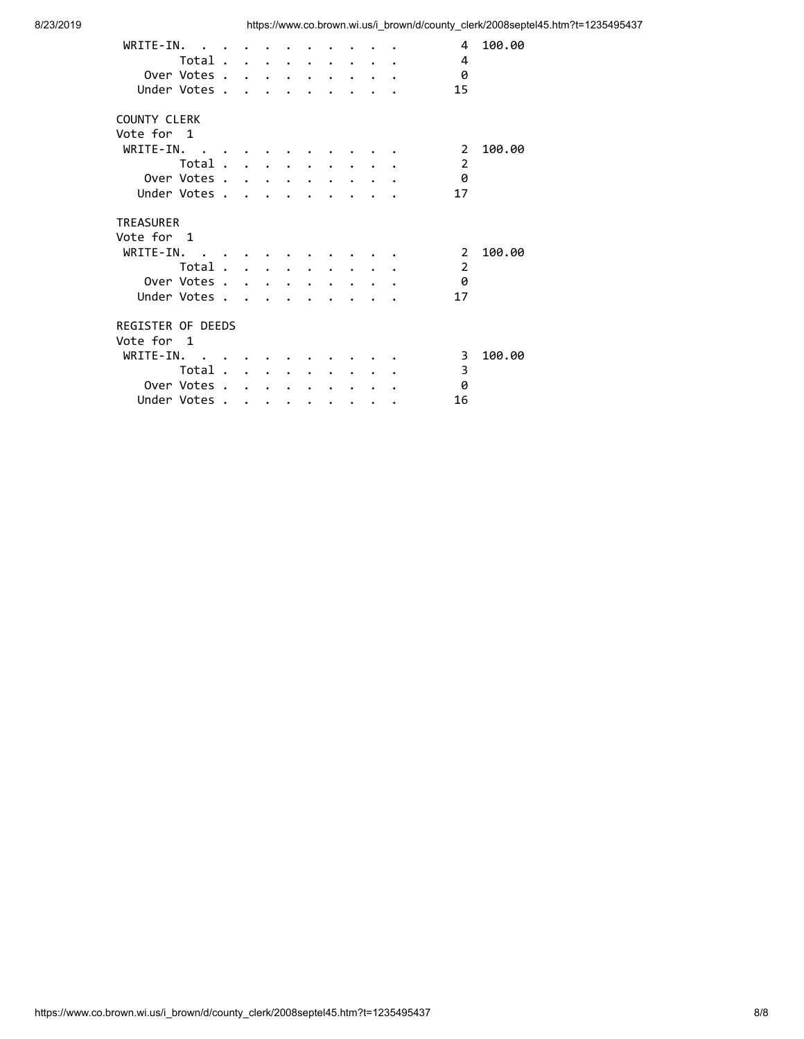```
 WRITE-IN.  . . . . . . . . . . .          4  100.00
        Total . . . . . . . . . .          4
    Over Votes . . . . . . . . . .         0
   Under Votes . . . . . . . . . .        15

COUNTY CLERK
Vote for  1
 WRITE-IN.  . . . . . . . . . . .          2  100.00
        Total . . . . . . . . . .          2
    Over Votes . . . . . . . . . .         0
   Under Votes . . . . . . . . . .        17

TREASURER
Vote for  1
 WRITE-IN.  . . . . . . . . . . .          2  100.00
        Total . . . . . . . . . .          2
    Over Votes . . . . . . . . . .         0
   Under Votes . . . . . . . . . .        17

REGISTER OF DEEDS
Vote for  1
 WRITE-IN.  . . . . . . . . . . .          3  100.00
        Total . . . . . . . . . .          3
    Over Votes . . . . . . . . . .         0
   Under Votes . . . . . . . . . .        16
```